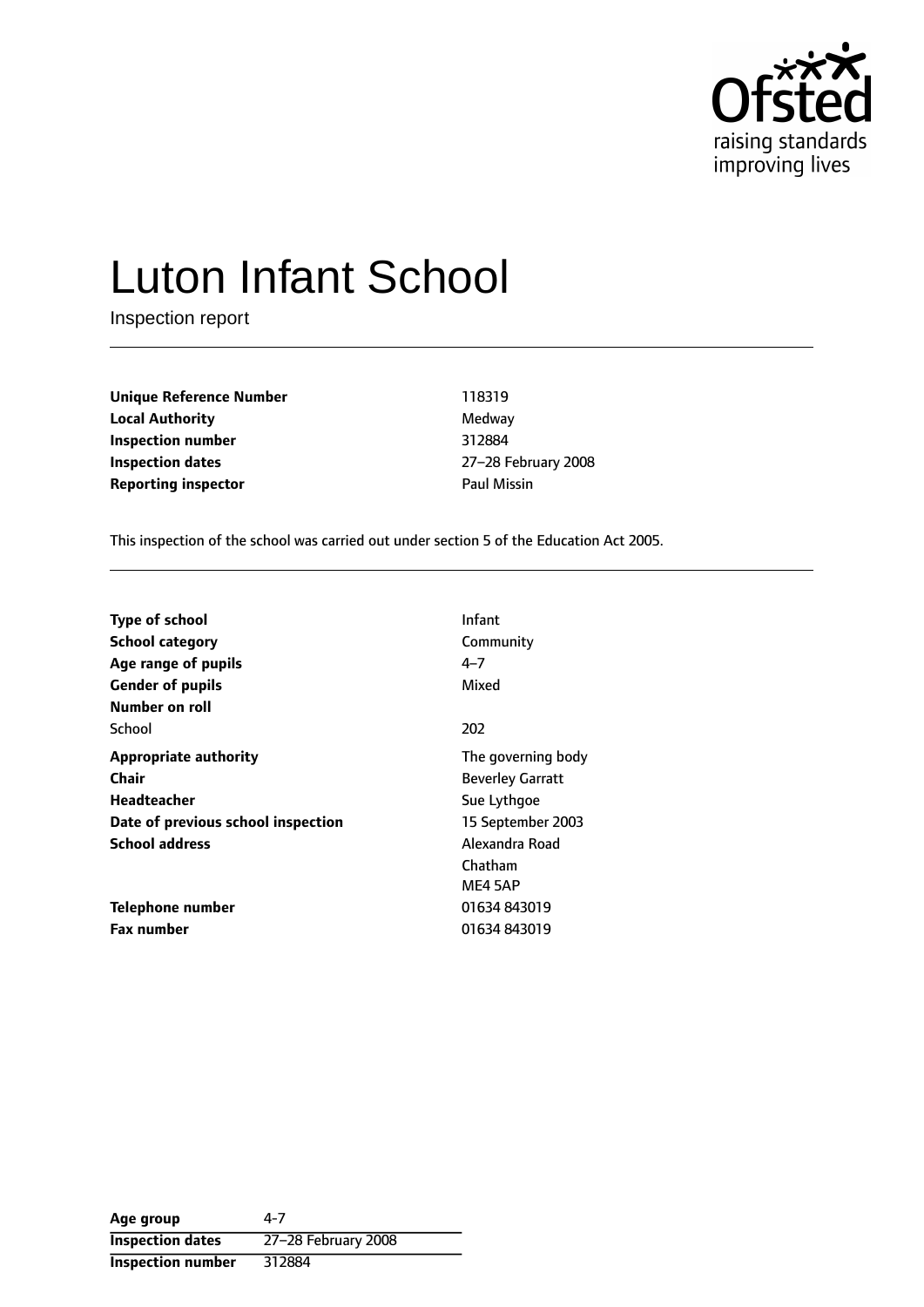# Luton Infant School

Inspection report

| | |
|---|---|
| **Unique Reference Number** | 118319 |
| **Local Authority** | Medway |
| **Inspection number** | 312884 |
| **Inspection dates** | 27–28 February 2008 |
| **Reporting inspector** | Paul Missin |

This inspection of the school was carried out under section 5 of the Education Act 2005.

| | |
|---|---|
| **Type of school** | Infant |
| **School category** | Community |
| **Age range of pupils** | 4–7 |
| **Gender of pupils** | Mixed |
| **Number on roll** | |
| School | 202 |
| **Appropriate authority** | The governing body |
| **Chair** | Beverley Garratt |
| **Headteacher** | Sue Lythgoe |
| **Date of previous school inspection** | 15 September 2003 |
| **School address** | Alexandra Road<br>Chatham<br>ME4 5AP |
| **Telephone number** | 01634 843019 |
| **Fax number** | 01634 843019 |

| | |
|---|---|
| **Age group** | 4-7 |
| **Inspection dates** | 27–28 February 2008 |
| **Inspection number** | 312884 |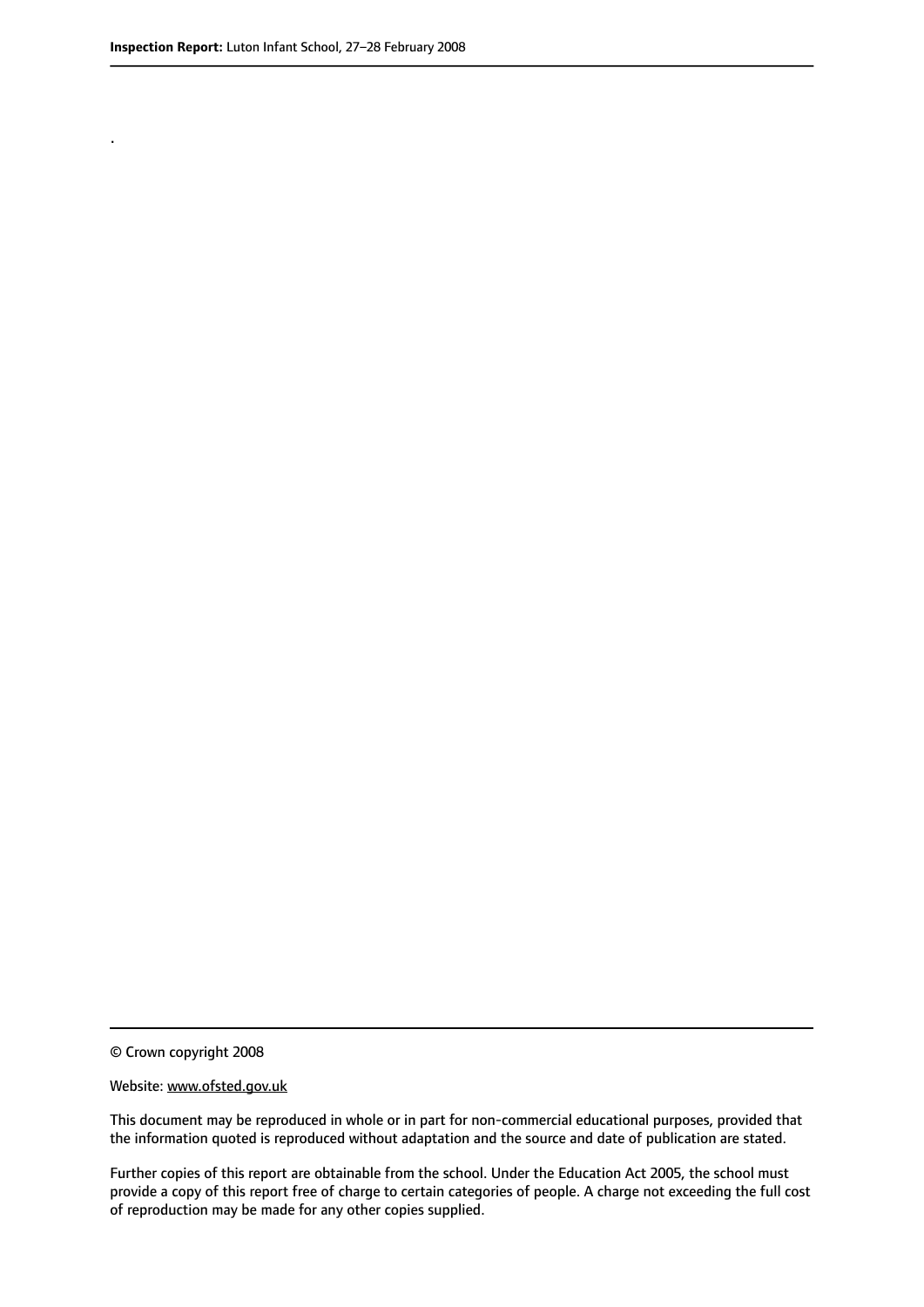.

© Crown copyright 2008

Website: www.ofsted.gov.uk

This document may be reproduced in whole or in part for non-commercial educational purposes, provided that the information quoted is reproduced without adaptation and the source and date of publication are stated.

Further copies of this report are obtainable from the school. Under the Education Act 2005, the school must provide a copy of this report free of charge to certain categories of people. A charge not exceeding the full cost of reproduction may be made for any other copies supplied.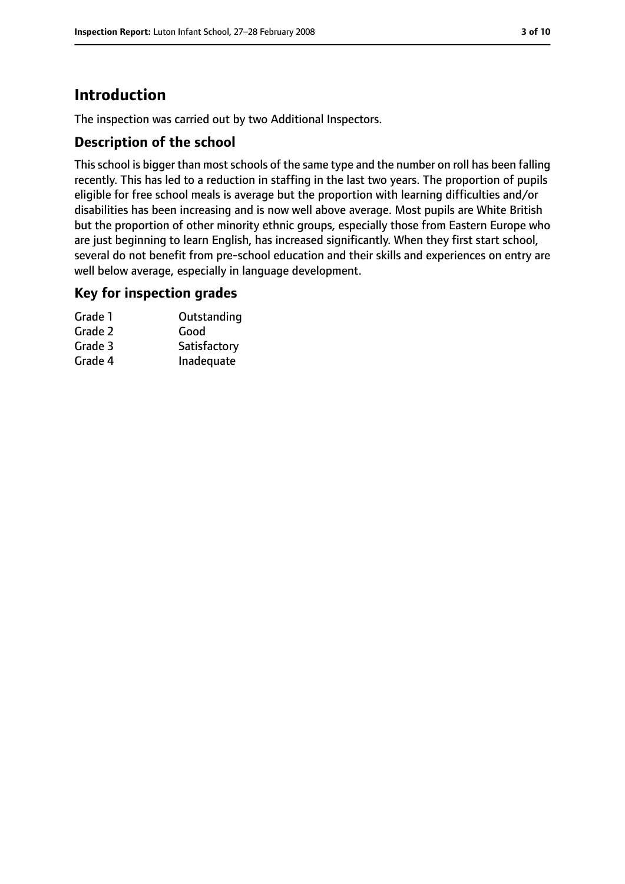# Introduction

The inspection was carried out by two Additional Inspectors.

## Description of the school

This school is bigger than most schools of the same type and the number on roll has been falling recently. This has led to a reduction in staffing in the last two years. The proportion of pupils eligible for free school meals is average but the proportion with learning difficulties and/or disabilities has been increasing and is now well above average. Most pupils are White British but the proportion of other minority ethnic groups, especially those from Eastern Europe who are just beginning to learn English, has increased significantly. When they first start school, several do not benefit from pre-school education and their skills and experiences on entry are well below average, especially in language development.

## Key for inspection grades

| | |
|---|---|
| Grade 1 | Outstanding |
| Grade 2 | Good |
| Grade 3 | Satisfactory |
| Grade 4 | Inadequate |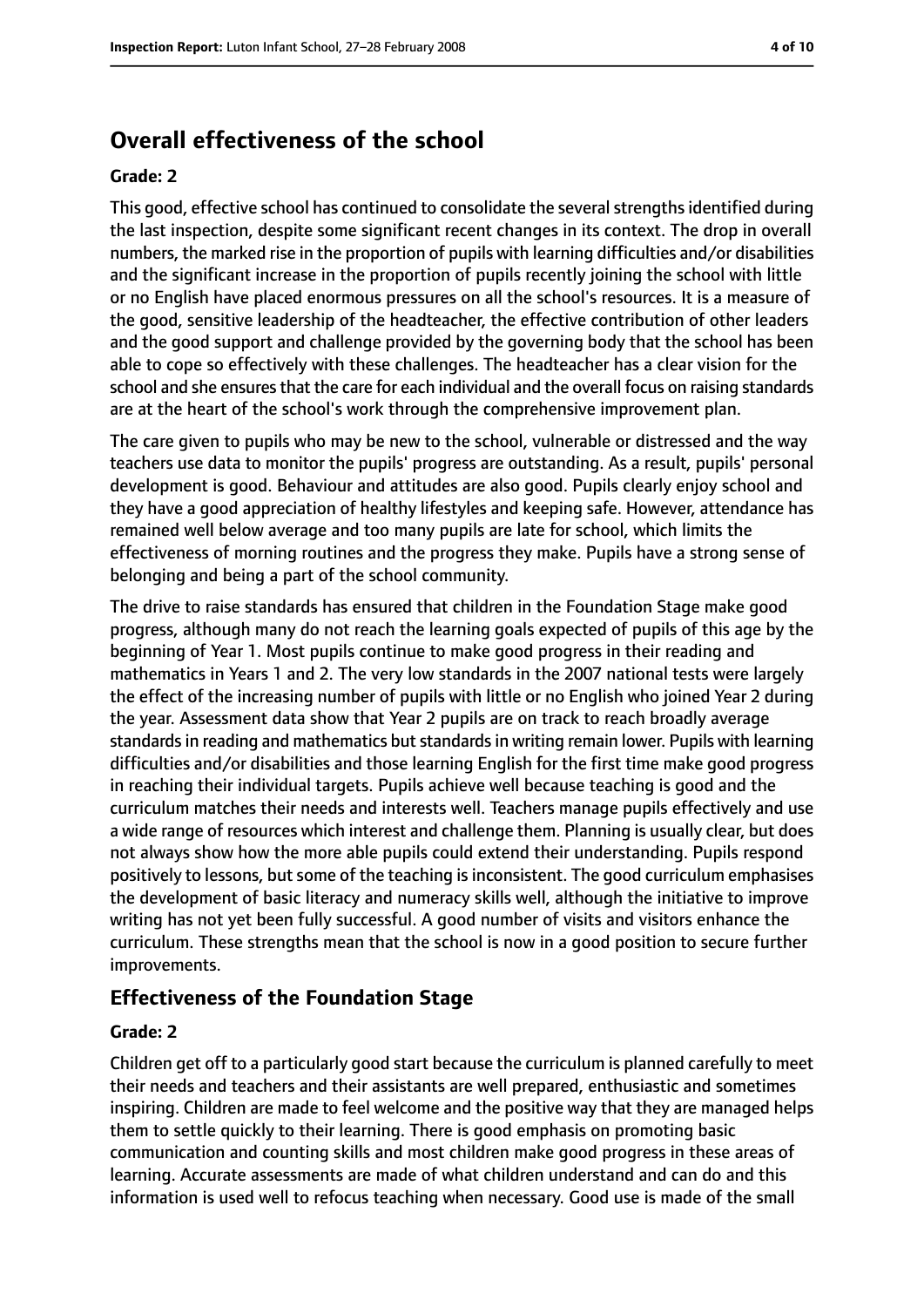## Overall effectiveness of the school

**Grade: 2**

This good, effective school has continued to consolidate the several strengths identified during the last inspection, despite some significant recent changes in its context. The drop in overall numbers, the marked rise in the proportion of pupils with learning difficulties and/or disabilities and the significant increase in the proportion of pupils recently joining the school with little or no English have placed enormous pressures on all the school's resources. It is a measure of the good, sensitive leadership of the headteacher, the effective contribution of other leaders and the good support and challenge provided by the governing body that the school has been able to cope so effectively with these challenges. The headteacher has a clear vision for the school and she ensures that the care for each individual and the overall focus on raising standards are at the heart of the school's work through the comprehensive improvement plan.

The care given to pupils who may be new to the school, vulnerable or distressed and the way teachers use data to monitor the pupils' progress are outstanding. As a result, pupils' personal development is good. Behaviour and attitudes are also good. Pupils clearly enjoy school and they have a good appreciation of healthy lifestyles and keeping safe. However, attendance has remained well below average and too many pupils are late for school, which limits the effectiveness of morning routines and the progress they make. Pupils have a strong sense of belonging and being a part of the school community.

The drive to raise standards has ensured that children in the Foundation Stage make good progress, although many do not reach the learning goals expected of pupils of this age by the beginning of Year 1. Most pupils continue to make good progress in their reading and mathematics in Years 1 and 2. The very low standards in the 2007 national tests were largely the effect of the increasing number of pupils with little or no English who joined Year 2 during the year. Assessment data show that Year 2 pupils are on track to reach broadly average standards in reading and mathematics but standards in writing remain lower. Pupils with learning difficulties and/or disabilities and those learning English for the first time make good progress in reaching their individual targets. Pupils achieve well because teaching is good and the curriculum matches their needs and interests well. Teachers manage pupils effectively and use a wide range of resources which interest and challenge them. Planning is usually clear, but does not always show how the more able pupils could extend their understanding. Pupils respond positively to lessons, but some of the teaching is inconsistent. The good curriculum emphasises the development of basic literacy and numeracy skills well, although the initiative to improve writing has not yet been fully successful. A good number of visits and visitors enhance the curriculum. These strengths mean that the school is now in a good position to secure further improvements.

## Effectiveness of the Foundation Stage

**Grade: 2**

Children get off to a particularly good start because the curriculum is planned carefully to meet their needs and teachers and their assistants are well prepared, enthusiastic and sometimes inspiring. Children are made to feel welcome and the positive way that they are managed helps them to settle quickly to their learning. There is good emphasis on promoting basic communication and counting skills and most children make good progress in these areas of learning. Accurate assessments are made of what children understand and can do and this information is used well to refocus teaching when necessary. Good use is made of the small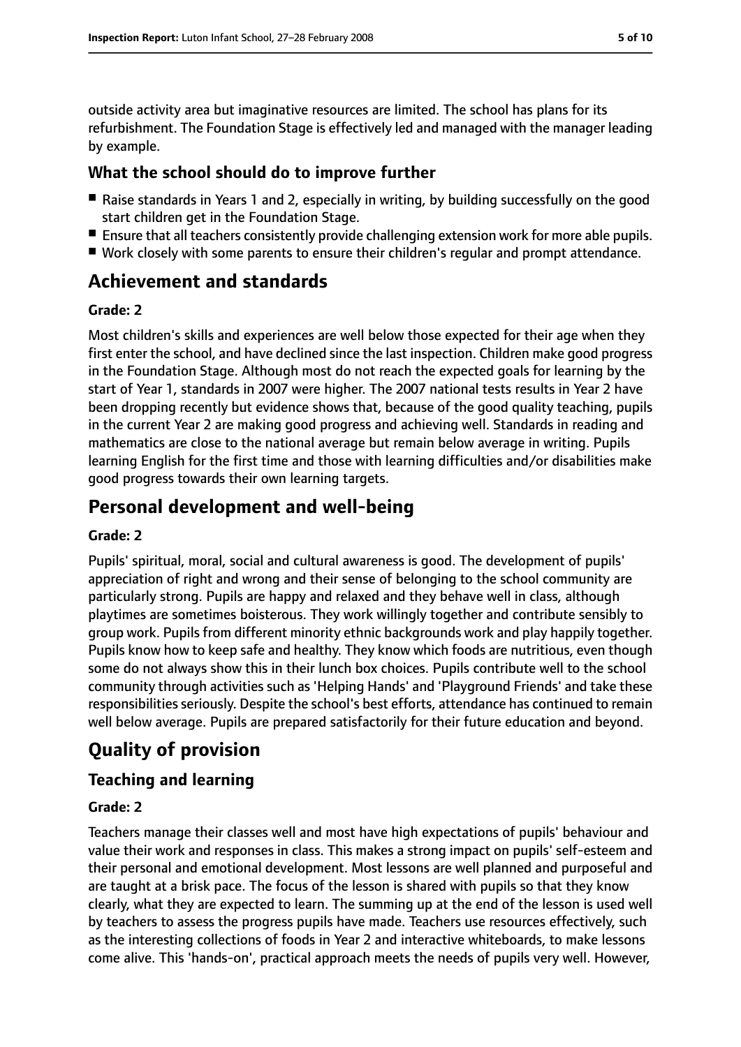outside activity area but imaginative resources are limited. The school has plans for its refurbishment. The Foundation Stage is effectively led and managed with the manager leading by example.

### What the school should do to improve further

- Raise standards in Years 1 and 2, especially in writing, by building successfully on the good start children get in the Foundation Stage.
- Ensure that all teachers consistently provide challenging extension work for more able pupils.
- Work closely with some parents to ensure their children's regular and prompt attendance.

## Achievement and standards

**Grade: 2**

Most children's skills and experiences are well below those expected for their age when they first enter the school, and have declined since the last inspection. Children make good progress in the Foundation Stage. Although most do not reach the expected goals for learning by the start of Year 1, standards in 2007 were higher. The 2007 national tests results in Year 2 have been dropping recently but evidence shows that, because of the good quality teaching, pupils in the current Year 2 are making good progress and achieving well. Standards in reading and mathematics are close to the national average but remain below average in writing. Pupils learning English for the first time and those with learning difficulties and/or disabilities make good progress towards their own learning targets.

## Personal development and well-being

**Grade: 2**

Pupils' spiritual, moral, social and cultural awareness is good. The development of pupils' appreciation of right and wrong and their sense of belonging to the school community are particularly strong. Pupils are happy and relaxed and they behave well in class, although playtimes are sometimes boisterous. They work willingly together and contribute sensibly to group work. Pupils from different minority ethnic backgrounds work and play happily together. Pupils know how to keep safe and healthy. They know which foods are nutritious, even though some do not always show this in their lunch box choices. Pupils contribute well to the school community through activities such as 'Helping Hands' and 'Playground Friends' and take these responsibilities seriously. Despite the school's best efforts, attendance has continued to remain well below average. Pupils are prepared satisfactorily for their future education and beyond.

# Quality of provision

## Teaching and learning

**Grade: 2**

Teachers manage their classes well and most have high expectations of pupils' behaviour and value their work and responses in class. This makes a strong impact on pupils' self-esteem and their personal and emotional development. Most lessons are well planned and purposeful and are taught at a brisk pace. The focus of the lesson is shared with pupils so that they know clearly, what they are expected to learn. The summing up at the end of the lesson is used well by teachers to assess the progress pupils have made. Teachers use resources effectively, such as the interesting collections of foods in Year 2 and interactive whiteboards, to make lessons come alive. This 'hands-on', practical approach meets the needs of pupils very well. However,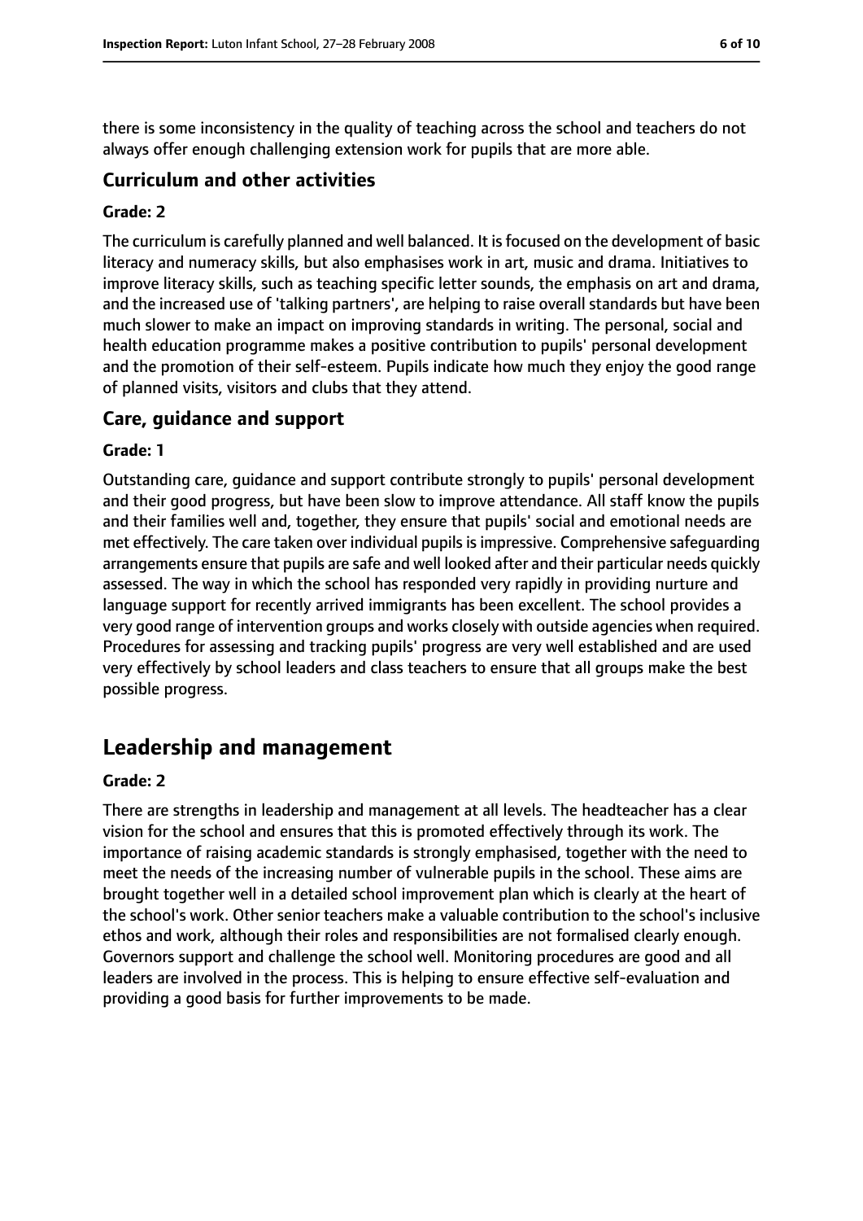there is some inconsistency in the quality of teaching across the school and teachers do not always offer enough challenging extension work for pupils that are more able.

### Curriculum and other activities

#### Grade: 2

The curriculum is carefully planned and well balanced. It is focused on the development of basic literacy and numeracy skills, but also emphasises work in art, music and drama. Initiatives to improve literacy skills, such as teaching specific letter sounds, the emphasis on art and drama, and the increased use of 'talking partners', are helping to raise overall standards but have been much slower to make an impact on improving standards in writing. The personal, social and health education programme makes a positive contribution to pupils' personal development and the promotion of their self-esteem. Pupils indicate how much they enjoy the good range of planned visits, visitors and clubs that they attend.

### Care, guidance and support

#### Grade: 1

Outstanding care, guidance and support contribute strongly to pupils' personal development and their good progress, but have been slow to improve attendance. All staff know the pupils and their families well and, together, they ensure that pupils' social and emotional needs are met effectively. The care taken over individual pupils is impressive. Comprehensive safeguarding arrangements ensure that pupils are safe and well looked after and their particular needs quickly assessed. The way in which the school has responded very rapidly in providing nurture and language support for recently arrived immigrants has been excellent. The school provides a very good range of intervention groups and works closely with outside agencies when required. Procedures for assessing and tracking pupils' progress are very well established and are used very effectively by school leaders and class teachers to ensure that all groups make the best possible progress.

## Leadership and management

#### Grade: 2

There are strengths in leadership and management at all levels. The headteacher has a clear vision for the school and ensures that this is promoted effectively through its work. The importance of raising academic standards is strongly emphasised, together with the need to meet the needs of the increasing number of vulnerable pupils in the school. These aims are brought together well in a detailed school improvement plan which is clearly at the heart of the school's work. Other senior teachers make a valuable contribution to the school's inclusive ethos and work, although their roles and responsibilities are not formalised clearly enough. Governors support and challenge the school well. Monitoring procedures are good and all leaders are involved in the process. This is helping to ensure effective self-evaluation and providing a good basis for further improvements to be made.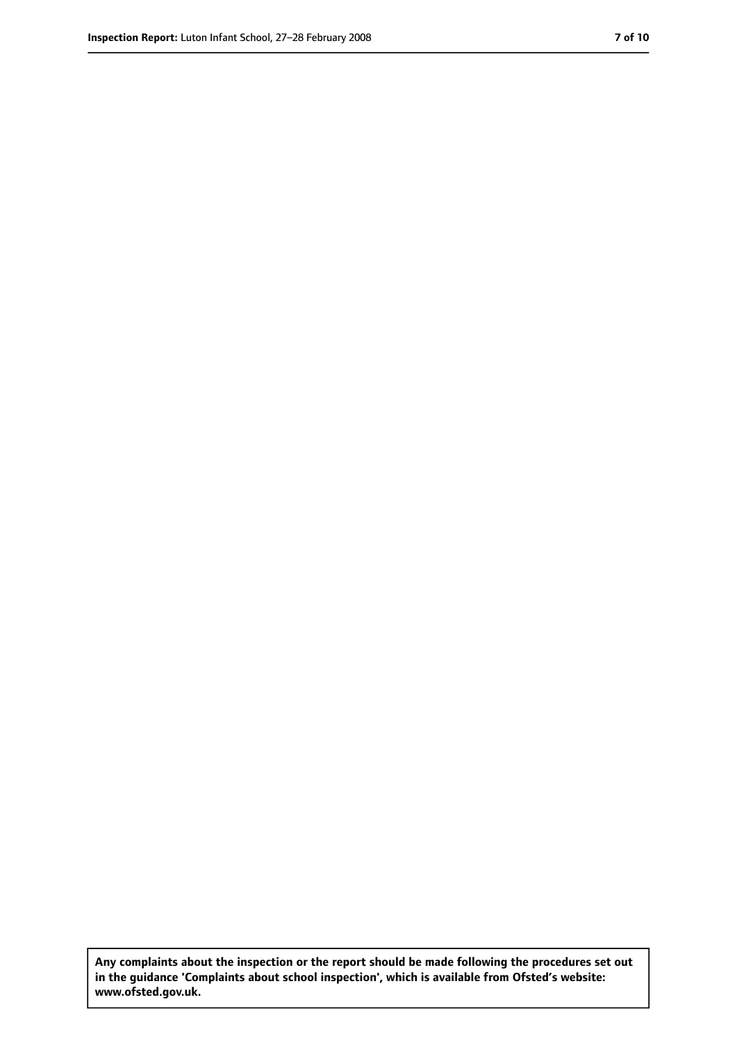**Any complaints about the inspection or the report should be made following the procedures set out in the guidance 'Complaints about school inspection', which is available from Ofsted's website: www.ofsted.gov.uk.**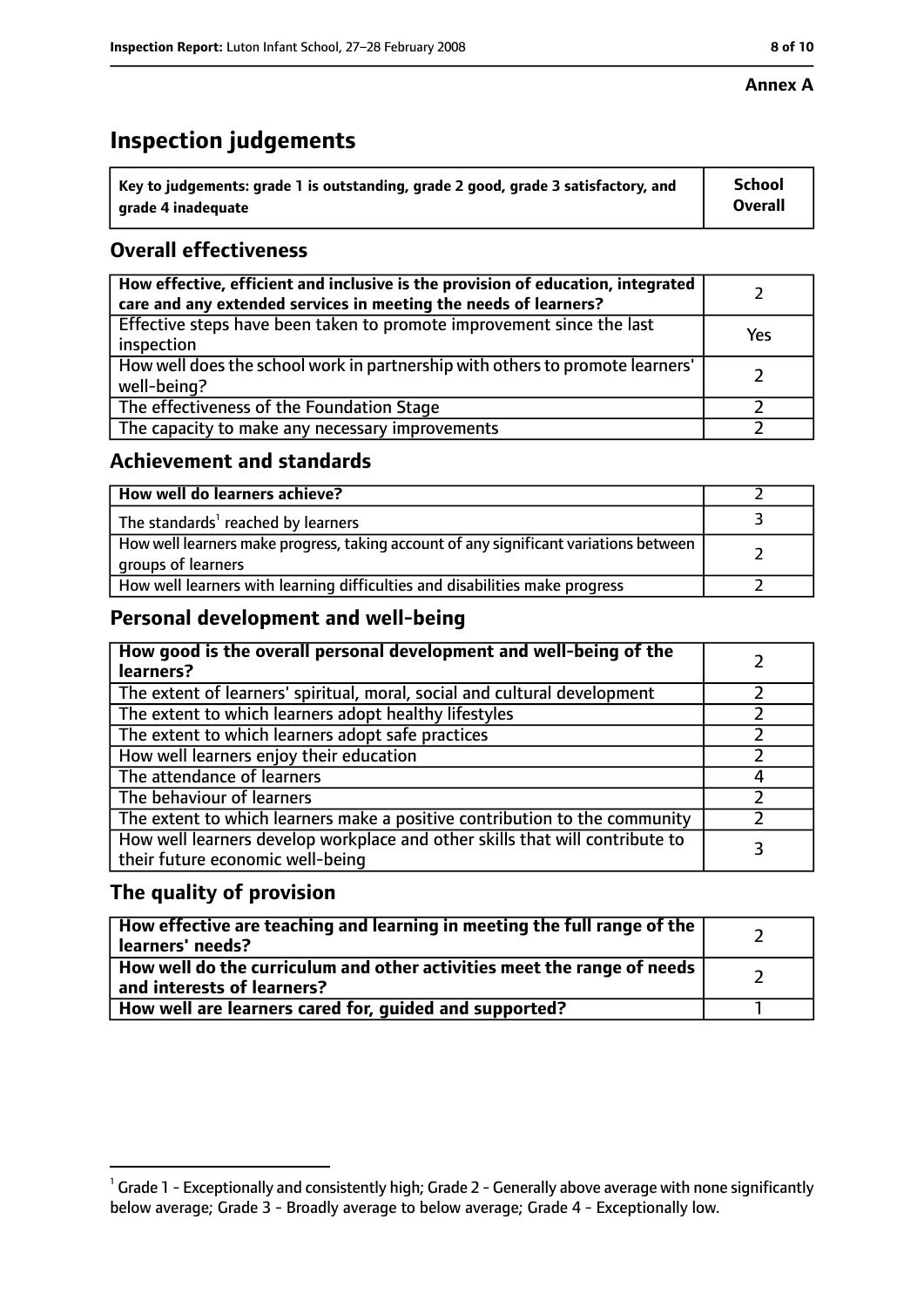**Annex A**

# Inspection judgements

| Key to judgements: grade 1 is outstanding, grade 2 good, grade 3 satisfactory, and grade 4 inadequate | School Overall |
|---|---|

## Overall effectiveness

| | |
|---|---|
| **How effective, efficient and inclusive is the provision of education, integrated care and any extended services in meeting the needs of learners?** | 2 |
| Effective steps have been taken to promote improvement since the last inspection | Yes |
| How well does the school work in partnership with others to promote learners' well-being? | 2 |
| The effectiveness of the Foundation Stage | 2 |
| The capacity to make any necessary improvements | 2 |

## Achievement and standards

| | |
|---|---|
| **How well do learners achieve?** | 2 |
| The standards[1] reached by learners | 3 |
| How well learners make progress, taking account of any significant variations between groups of learners | 2 |
| How well learners with learning difficulties and disabilities make progress | 2 |

## Personal development and well-being

| | |
|---|---|
| **How good is the overall personal development and well-being of the learners?** | 2 |
| The extent of learners' spiritual, moral, social and cultural development | 2 |
| The extent to which learners adopt healthy lifestyles | 2 |
| The extent to which learners adopt safe practices | 2 |
| How well learners enjoy their education | 2 |
| The attendance of learners | 4 |
| The behaviour of learners | 2 |
| The extent to which learners make a positive contribution to the community | 2 |
| How well learners develop workplace and other skills that will contribute to their future economic well-being | 3 |

## The quality of provision

| | |
|---|---|
| **How effective are teaching and learning in meeting the full range of the learners' needs?** | 2 |
| **How well do the curriculum and other activities meet the range of needs and interests of learners?** | 2 |
| **How well are learners cared for, guided and supported?** | 1 |

[1] Grade 1 - Exceptionally and consistently high; Grade 2 - Generally above average with none significantly below average; Grade 3 - Broadly average to below average; Grade 4 - Exceptionally low.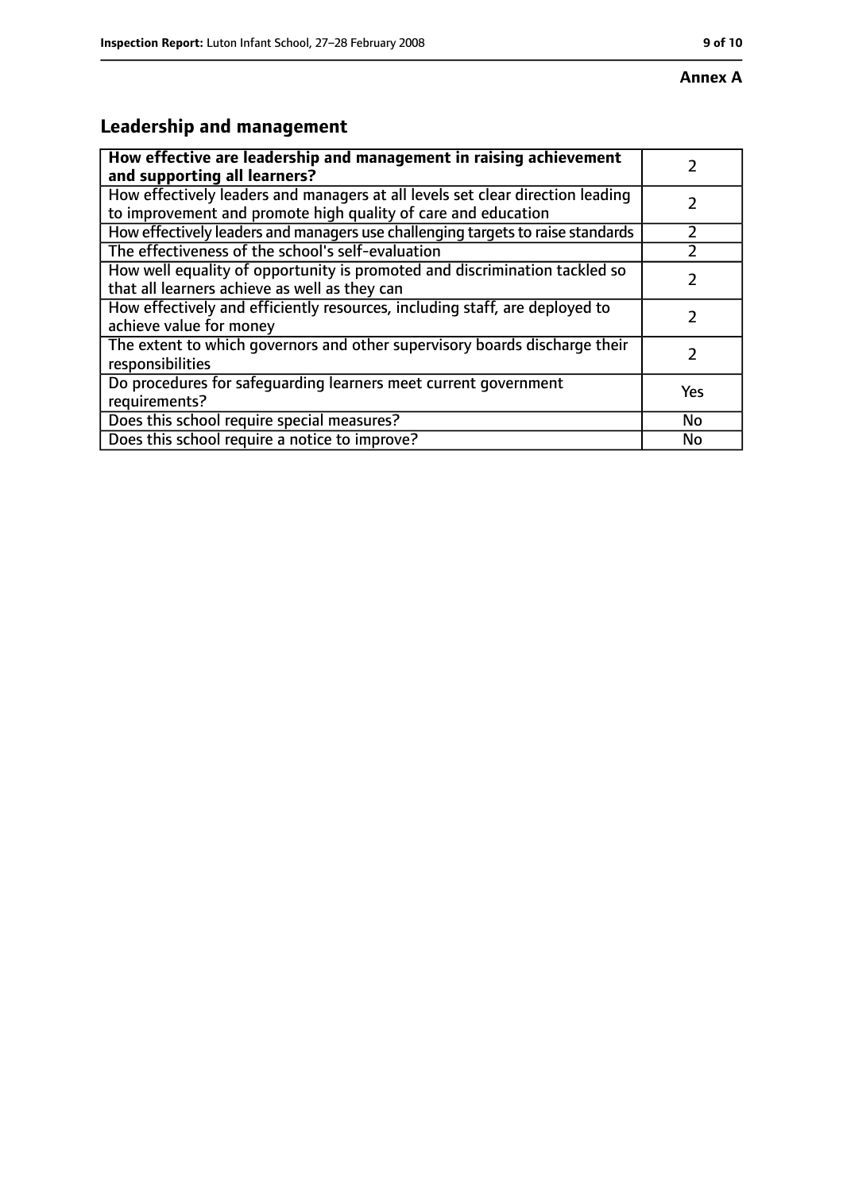**Annex A**

## Leadership and management

| **How effective are leadership and management in raising achievement and supporting all learners?** | 2 |
|---|---|
| How effectively leaders and managers at all levels set clear direction leading to improvement and promote high quality of care and education | 2 |
| How effectively leaders and managers use challenging targets to raise standards | 2 |
| The effectiveness of the school's self-evaluation | 2 |
| How well equality of opportunity is promoted and discrimination tackled so that all learners achieve as well as they can | 2 |
| How effectively and efficiently resources, including staff, are deployed to achieve value for money | 2 |
| The extent to which governors and other supervisory boards discharge their responsibilities | 2 |
| Do procedures for safeguarding learners meet current government requirements? | Yes |
| Does this school require special measures? | No |
| Does this school require a notice to improve? | No |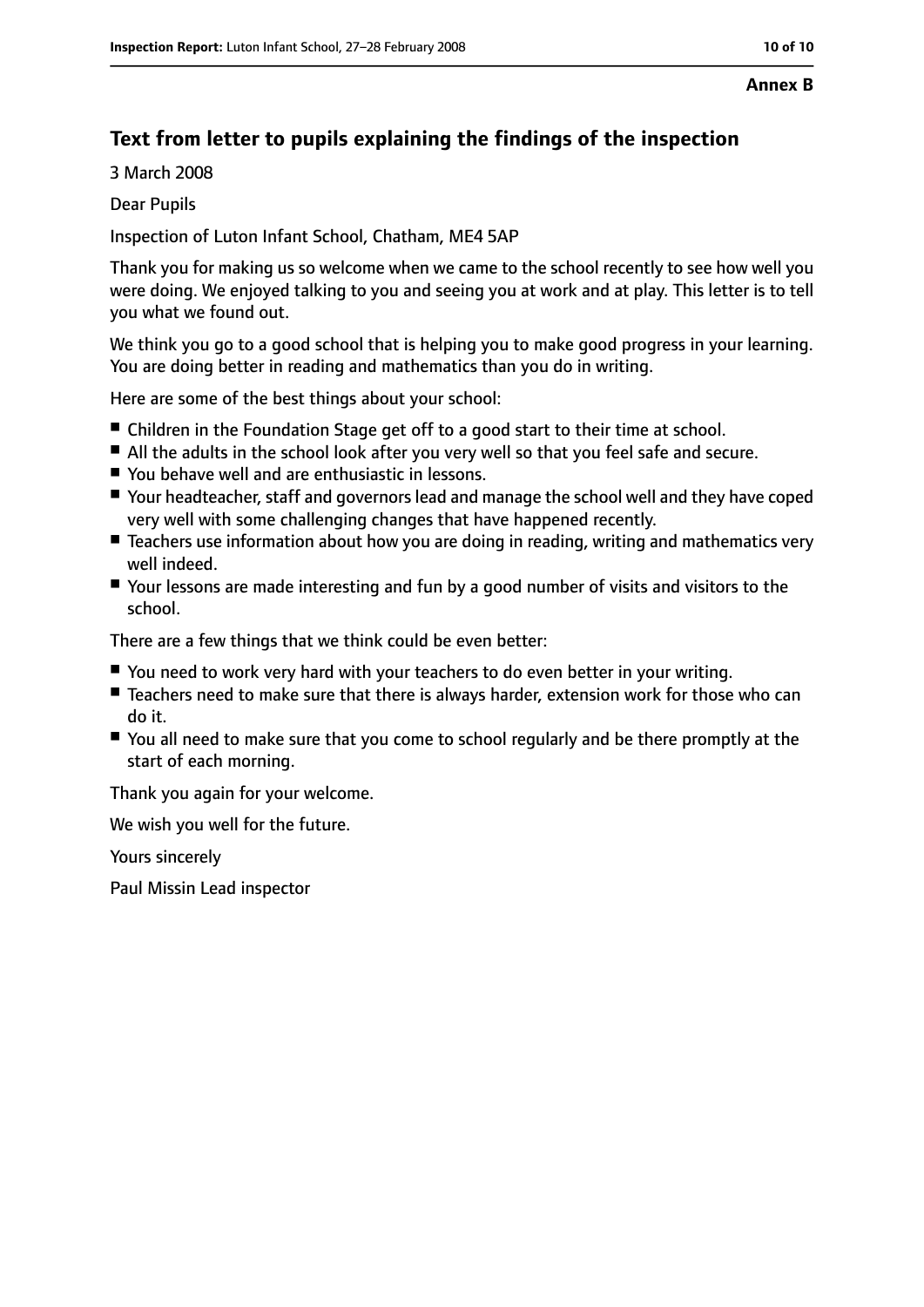**Annex B**

## Text from letter to pupils explaining the findings of the inspection

3 March 2008

Dear Pupils

Inspection of Luton Infant School, Chatham, ME4 5AP

Thank you for making us so welcome when we came to the school recently to see how well you were doing. We enjoyed talking to you and seeing you at work and at play. This letter is to tell you what we found out.

We think you go to a good school that is helping you to make good progress in your learning. You are doing better in reading and mathematics than you do in writing.

Here are some of the best things about your school:

- Children in the Foundation Stage get off to a good start to their time at school.
- All the adults in the school look after you very well so that you feel safe and secure.
- You behave well and are enthusiastic in lessons.
- Your headteacher, staff and governors lead and manage the school well and they have coped very well with some challenging changes that have happened recently.
- Teachers use information about how you are doing in reading, writing and mathematics very well indeed.
- Your lessons are made interesting and fun by a good number of visits and visitors to the school.

There are a few things that we think could be even better:

- You need to work very hard with your teachers to do even better in your writing.
- Teachers need to make sure that there is always harder, extension work for those who can do it.
- You all need to make sure that you come to school regularly and be there promptly at the start of each morning.

Thank you again for your welcome.

We wish you well for the future.

Yours sincerely

Paul Missin Lead inspector